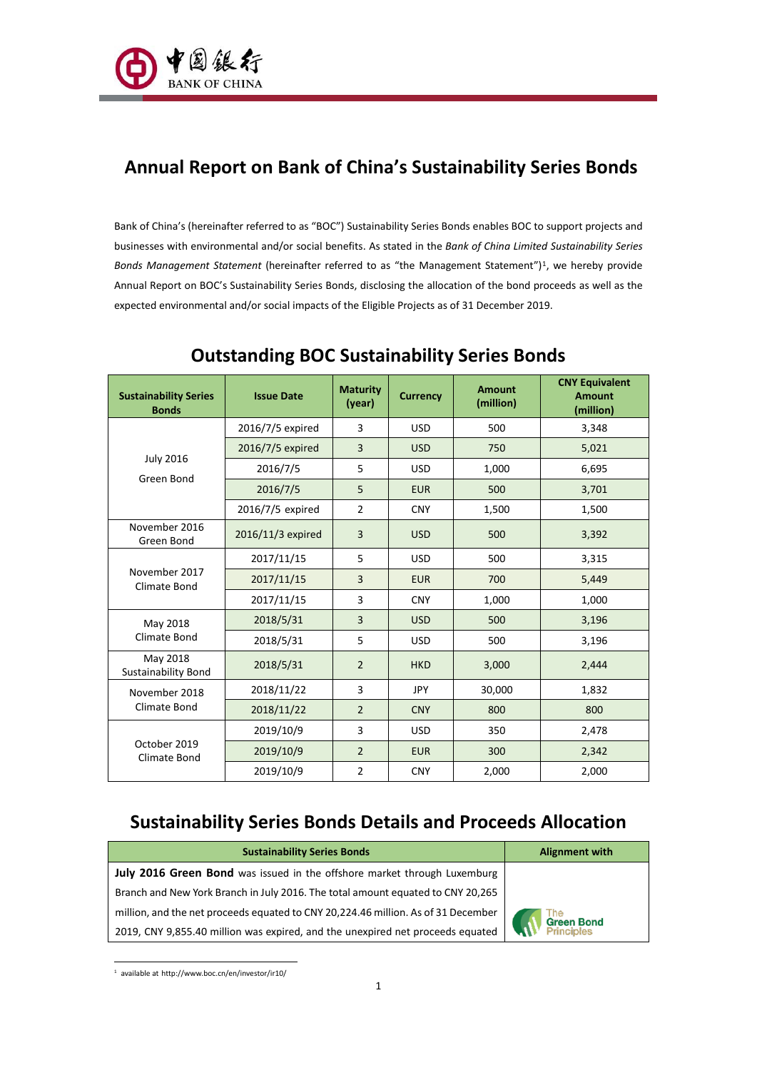# Annual Report on Bank of China's Sustainability Series Bonds

Bank of China's (hereinafter referred to as "BOC") Sustainability Series Bonds enables BOC to support projects and businesses with environmental and/or social benefits. As stated in the *Bank of China Limited Sustainability Series Bonds Management Statement* (hereinafter referred to as "the Management Statement")[1], we hereby provide Annual Report on BOC's Sustainability Series Bonds, disclosing the allocation of the bond proceeds as well as the expected environmental and/or social impacts of the Eligible Projects as of 31 December 2019.

## Outstanding BOC Sustainability Series Bonds

| Sustainability Series Bonds | Issue Date | Maturity (year) | Currency | Amount (million) | CNY Equivalent Amount (million) |
|---|---|---|---|---|---|
| July 2016 Green Bond | 2016/7/5 expired | 3 | USD | 500 | 3,348 |
| | 2016/7/5 expired | 3 | USD | 750 | 5,021 |
| | 2016/7/5 | 5 | USD | 1,000 | 6,695 |
| | 2016/7/5 | 5 | EUR | 500 | 3,701 |
| | 2016/7/5 expired | 2 | CNY | 1,500 | 1,500 |
| November 2016 Green Bond | 2016/11/3 expired | 3 | USD | 500 | 3,392 |
| November 2017 Climate Bond | 2017/11/15 | 5 | USD | 500 | 3,315 |
| | 2017/11/15 | 3 | EUR | 700 | 5,449 |
| | 2017/11/15 | 3 | CNY | 1,000 | 1,000 |
| May 2018 Climate Bond | 2018/5/31 | 3 | USD | 500 | 3,196 |
| | 2018/5/31 | 5 | USD | 500 | 3,196 |
| May 2018 Sustainability Bond | 2018/5/31 | 2 | HKD | 3,000 | 2,444 |
| November 2018 Climate Bond | 2018/11/22 | 3 | JPY | 30,000 | 1,832 |
| | 2018/11/22 | 2 | CNY | 800 | 800 |
| October 2019 Climate Bond | 2019/10/9 | 3 | USD | 350 | 2,478 |
| | 2019/10/9 | 2 | EUR | 300 | 2,342 |
| | 2019/10/9 | 2 | CNY | 2,000 | 2,000 |

## Sustainability Series Bonds Details and Proceeds Allocation

| Sustainability Series Bonds | Alignment with |
|---|---|
| **July 2016 Green Bond** was issued in the offshore market through Luxemburg Branch and New York Branch in July 2016. The total amount equated to CNY 20,265 million, and the net proceeds equated to CNY 20,224.46 million. As of 31 December 2019, CNY 9,855.40 million was expired, and the unexpired net proceeds equated | The Green Bond Principles |

[1] available at http://www.boc.cn/en/investor/ir10/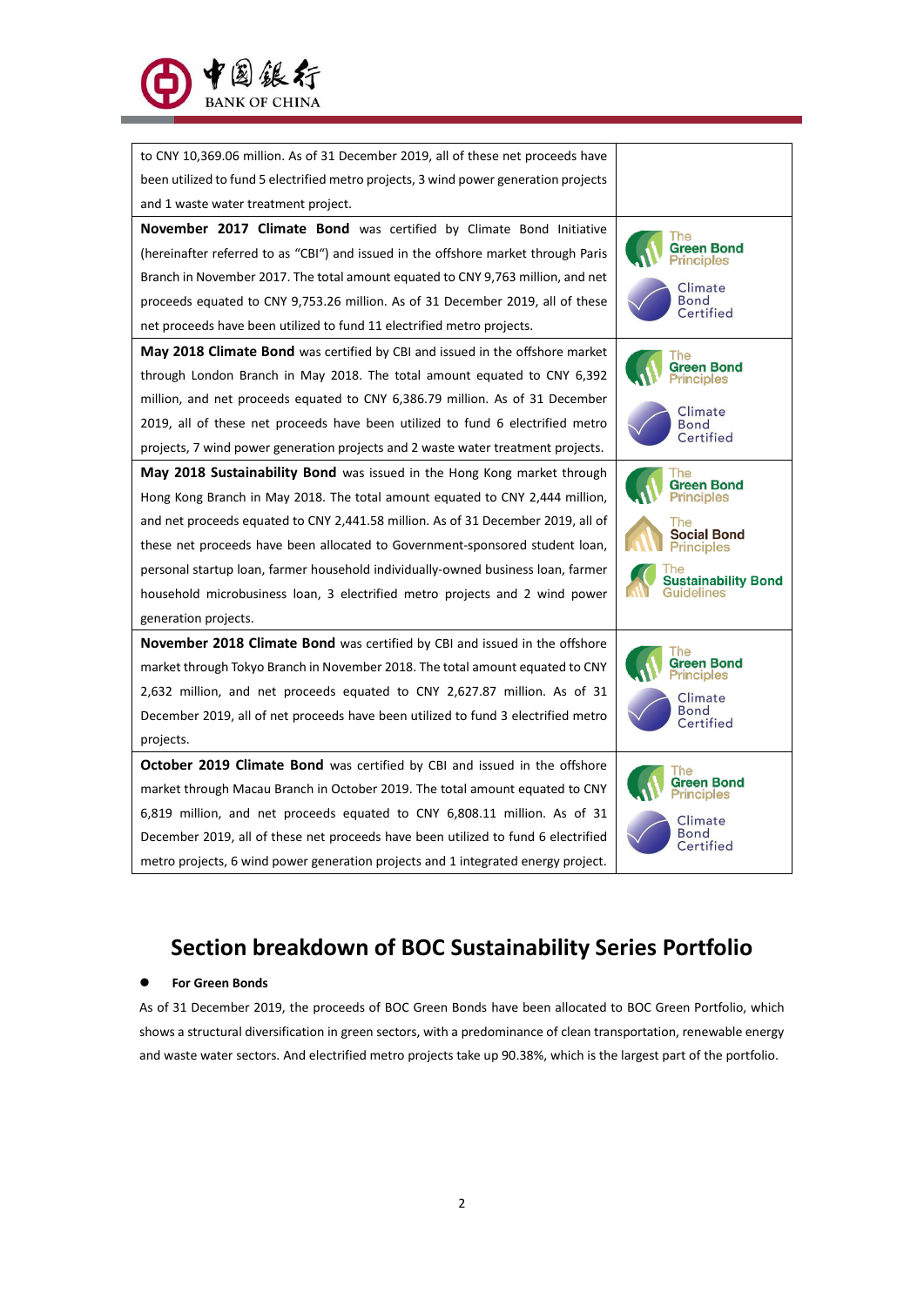| | |
|---|---|
| to CNY 10,369.06 million. As of 31 December 2019, all of these net proceeds have been utilized to fund 5 electrified metro projects, 3 wind power generation projects and 1 waste water treatment project. | |
| **November 2017 Climate Bond** was certified by Climate Bond Initiative (hereinafter referred to as "CBI") and issued in the offshore market through Paris Branch in November 2017. The total amount equated to CNY 9,763 million, and net proceeds equated to CNY 9,753.26 million. As of 31 December 2019, all of these net proceeds have been utilized to fund 11 electrified metro projects. | The Green Bond Principles; Climate Bond Certified |
| **May 2018 Climate Bond** was certified by CBI and issued in the offshore market through London Branch in May 2018. The total amount equated to CNY 6,392 million, and net proceeds equated to CNY 6,386.79 million. As of 31 December 2019, all of these net proceeds have been utilized to fund 6 electrified metro projects, 7 wind power generation projects and 2 waste water treatment projects. | The Green Bond Principles; Climate Bond Certified |
| **May 2018 Sustainability Bond** was issued in the Hong Kong market through Hong Kong Branch in May 2018. The total amount equated to CNY 2,444 million, and net proceeds equated to CNY 2,441.58 million. As of 31 December 2019, all of these net proceeds have been allocated to Government-sponsored student loan, personal startup loan, farmer household individually-owned business loan, farmer household microbusiness loan, 3 electrified metro projects and 2 wind power generation projects. | The Green Bond Principles; The Social Bond Principles; The Sustainability Bond Guidelines |
| **November 2018 Climate Bond** was certified by CBI and issued in the offshore market through Tokyo Branch in November 2018. The total amount equated to CNY 2,632 million, and net proceeds equated to CNY 2,627.87 million. As of 31 December 2019, all of net proceeds have been utilized to fund 3 electrified metro projects. | The Green Bond Principles; Climate Bond Certified |
| **October 2019 Climate Bond** was certified by CBI and issued in the offshore market through Macau Branch in October 2019. The total amount equated to CNY 6,819 million, and net proceeds equated to CNY 6,808.11 million. As of 31 December 2019, all of these net proceeds have been utilized to fund 6 electrified metro projects, 6 wind power generation projects and 1 integrated energy project. | The Green Bond Principles; Climate Bond Certified |

# Section breakdown of BOC Sustainability Series Portfolio

- **For Green Bonds**

As of 31 December 2019, the proceeds of BOC Green Bonds have been allocated to BOC Green Portfolio, which shows a structural diversification in green sectors, with a predominance of clean transportation, renewable energy and waste water sectors. And electrified metro projects take up 90.38%, which is the largest part of the portfolio.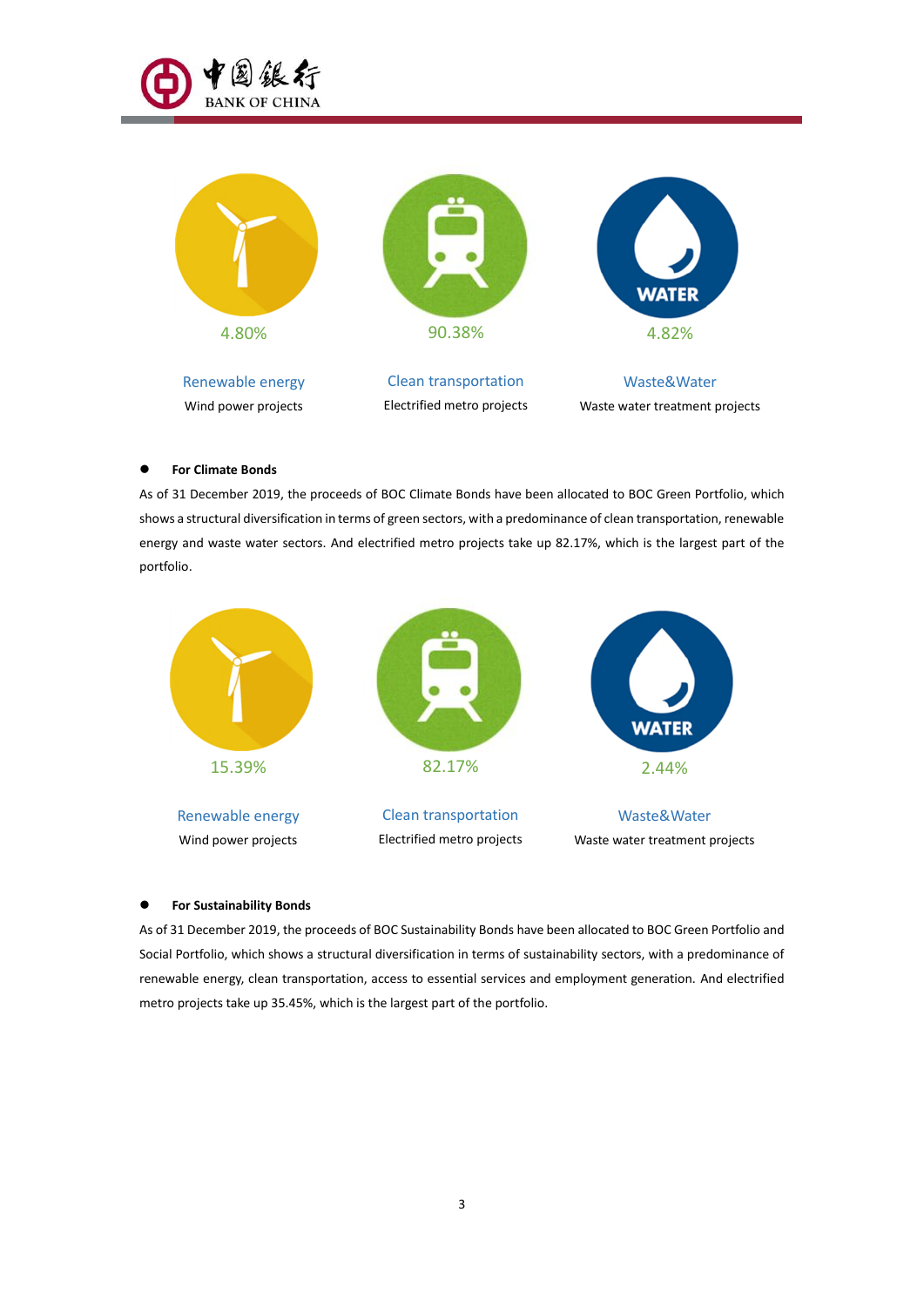4.80%

Renewable energy

Wind power projects

90.38%

Clean transportation

Electrified metro projects

4.82%

Waste&Water

Waste water treatment projects

- **For Climate Bonds**

As of 31 December 2019, the proceeds of BOC Climate Bonds have been allocated to BOC Green Portfolio, which shows a structural diversification in terms of green sectors, with a predominance of clean transportation, renewable energy and waste water sectors. And electrified metro projects take up 82.17%, which is the largest part of the portfolio.

15.39%

Renewable energy

Wind power projects

82.17%

Clean transportation

Electrified metro projects

2.44%

Waste&Water

Waste water treatment projects

- **For Sustainability Bonds**

As of 31 December 2019, the proceeds of BOC Sustainability Bonds have been allocated to BOC Green Portfolio and Social Portfolio, which shows a structural diversification in terms of sustainability sectors, with a predominance of renewable energy, clean transportation, access to essential services and employment generation. And electrified metro projects take up 35.45%, which is the largest part of the portfolio.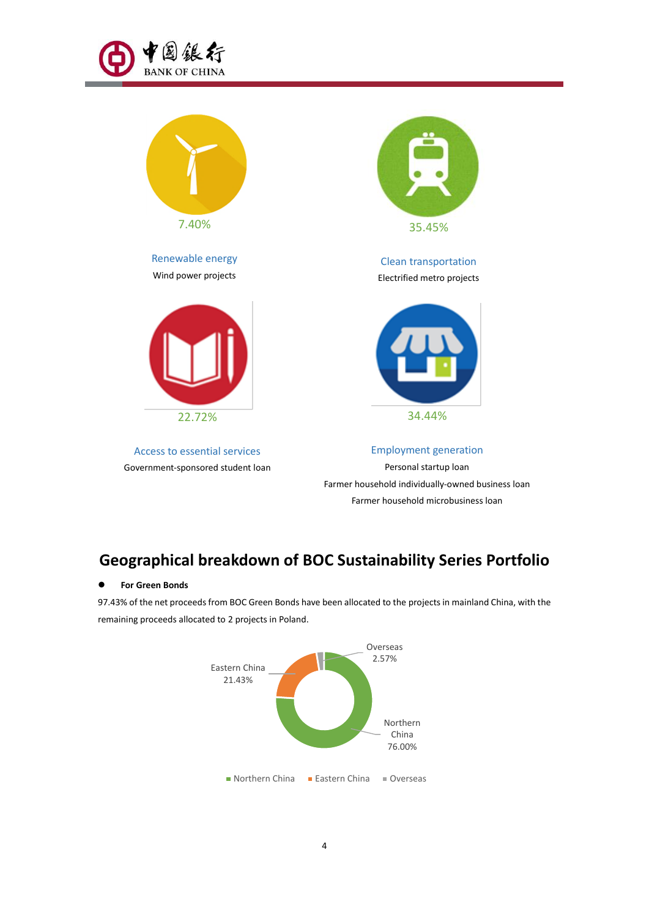7.40%

Renewable energy

Wind power projects

35.45%

Clean transportation

Electrified metro projects

22.72%

Access to essential services

Government-sponsored student loan

34.44%

Employment generation

Personal startup loan

Farmer household individually-owned business loan

Farmer household microbusiness loan

## Geographical breakdown of BOC Sustainability Series Portfolio

- **For Green Bonds**

97.43% of the net proceeds from BOC Green Bonds have been allocated to the projects in mainland China, with the remaining proceeds allocated to 2 projects in Poland.

Overseas 2.57%

Eastern China 21.43%

Northern China 76.00%

■ Northern China ■ Eastern China ■ Overseas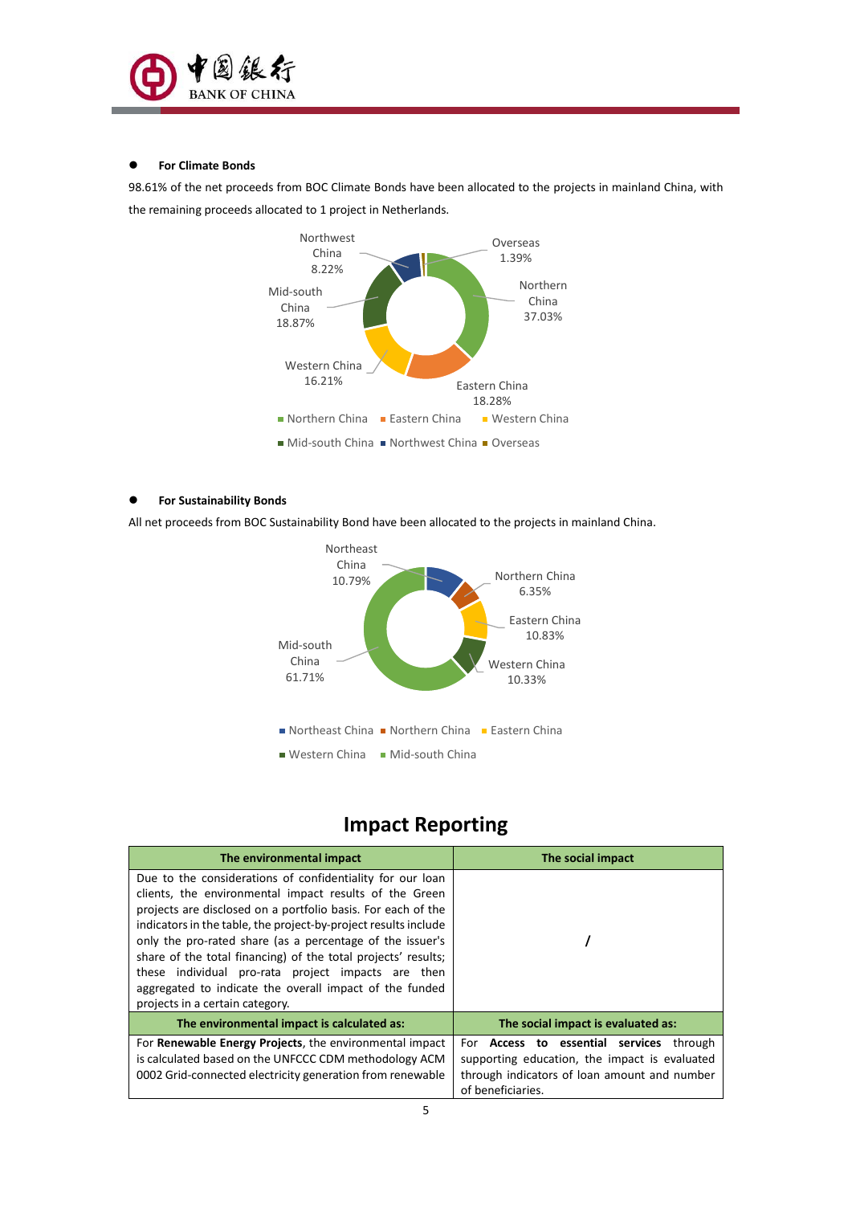- **For Climate Bonds**

98.61% of the net proceeds from BOC Climate Bonds have been allocated to the projects in mainland China, with the remaining proceeds allocated to 1 project in Netherlands.

Northwest China 8.22%
Overseas 1.39%
Northern China 37.03%
Mid-south China 18.87%
Western China 16.21%
Eastern China 18.28%

■ Northern China ■ Eastern China ■ Western China
■ Mid-south China ■ Northwest China ■ Overseas

- **For Sustainability Bonds**

All net proceeds from BOC Sustainability Bond have been allocated to the projects in mainland China.

Northeast China 10.79%
Northern China 6.35%
Eastern China 10.83%
Mid-south China 61.71%
Western China 10.33%

■ Northeast China ■ Northern China ■ Eastern China
■ Western China ■ Mid-south China

## Impact Reporting

| The environmental impact | The social impact |
|---|---|
| Due to the considerations of confidentiality for our loan clients, the environmental impact results of the Green projects are disclosed on a portfolio basis. For each of the indicators in the table, the project-by-project results include only the pro-rated share (as a percentage of the issuer's share of the total financing) of the total projects' results; these individual pro-rata project impacts are then aggregated to indicate the overall impact of the funded projects in a certain category. | / |
| **The environmental impact is calculated as:** | **The social impact is evaluated as:** |
| For **Renewable Energy Projects**, the environmental impact is calculated based on the UNFCCC CDM methodology ACM 0002 Grid-connected electricity generation from renewable | For **Access to essential services** through supporting education, the impact is evaluated through indicators of loan amount and number of beneficiaries. |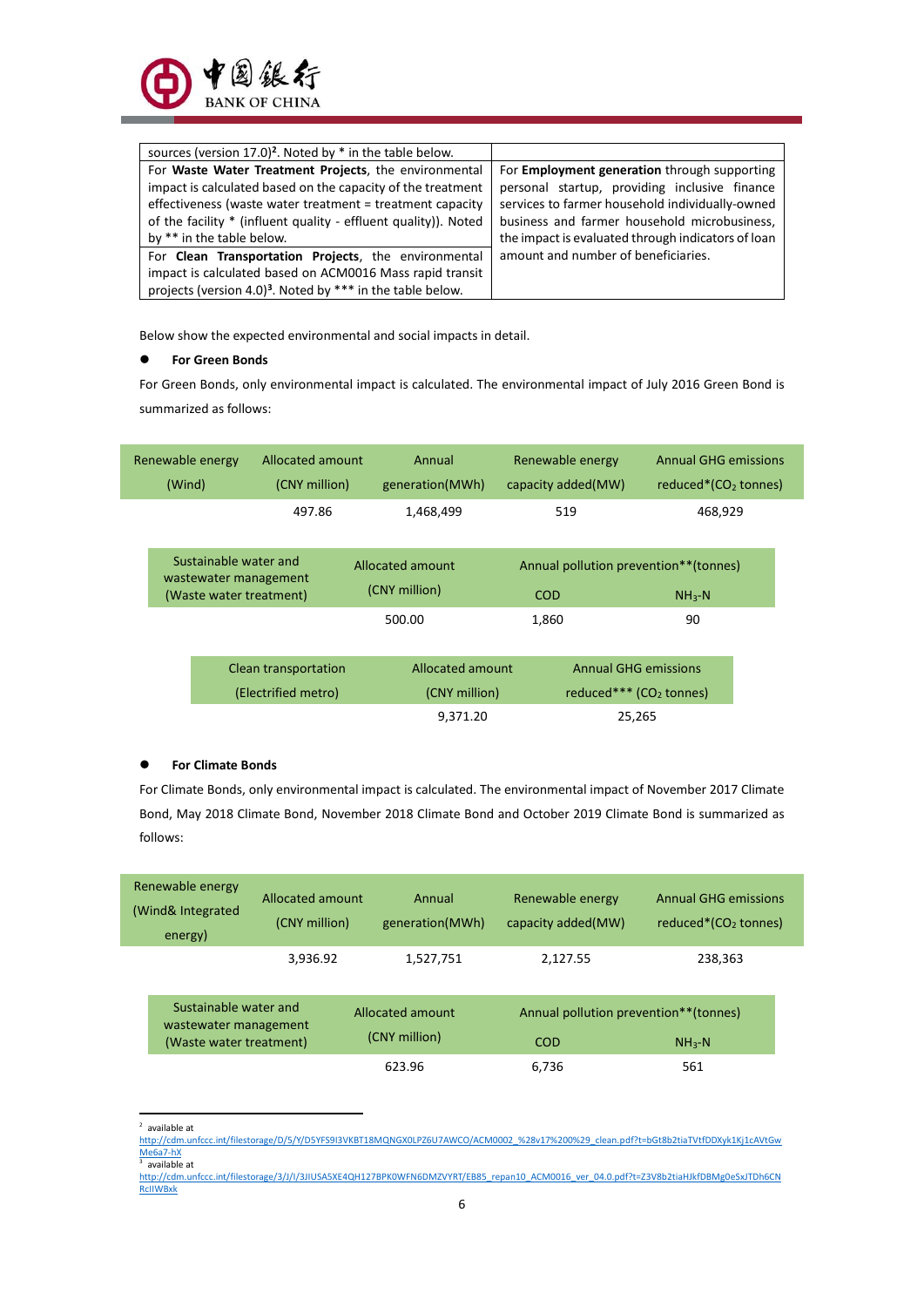| sources (version 17.0)[2]. Noted by * in the table below. | |
|---|---|
| For **Waste Water Treatment Projects**, the environmental impact is calculated based on the capacity of the treatment effectiveness (waste water treatment = treatment capacity of the facility * (influent quality - effluent quality)). Noted by ** in the table below. | For **Employment generation** through supporting personal startup, providing inclusive finance services to farmer household individually-owned business and farmer household microbusiness, the impact is evaluated through indicators of loan amount and number of beneficiaries. |
| For **Clean Transportation Projects**, the environmental impact is calculated based on ACM0016 Mass rapid transit projects (version 4.0)[3]. Noted by *** in the table below. | |

Below show the expected environmental and social impacts in detail.

- **For Green Bonds**

For Green Bonds, only environmental impact is calculated. The environmental impact of July 2016 Green Bond is summarized as follows:

| Renewable energy (Wind) | Allocated amount (CNY million) | Annual generation(MWh) | Renewable energy capacity added(MW) | Annual GHG emissions reduced*($CO_2$ tonnes) |
|---|---|---|---|---|
| | 497.86 | 1,468,499 | 519 | 468,929 |

| Sustainable water and wastewater management (Waste water treatment) | Allocated amount (CNY million) | Annual pollution prevention**(tonnes) | |
|---|---|---|---|
| | | COD | $NH_3$-N |
| | 500.00 | 1,860 | 90 |

| Clean transportation (Electrified metro) | Allocated amount (CNY million) | Annual GHG emissions reduced*** ($CO_2$ tonnes) |
|---|---|---|
| | 9,371.20 | 25,265 |

- **For Climate Bonds**

For Climate Bonds, only environmental impact is calculated. The environmental impact of November 2017 Climate Bond, May 2018 Climate Bond, November 2018 Climate Bond and October 2019 Climate Bond is summarized as follows:

| Renewable energy (Wind& Integrated energy) | Allocated amount (CNY million) | Annual generation(MWh) | Renewable energy capacity added(MW) | Annual GHG emissions reduced*($CO_2$ tonnes) |
|---|---|---|---|---|
| | 3,936.92 | 1,527,751 | 2,127.55 | 238,363 |

| Sustainable water and wastewater management (Waste water treatment) | Allocated amount (CNY million) | Annual pollution prevention**(tonnes) | |
|---|---|---|---|
| | | COD | $NH_3$-N |
| | 623.96 | 6,736 | 561 |

[2] available at http://cdm.unfccc.int/filestorage/D/5/Y/D5YFS9I3VKBT18MQNGX0LPZ6U7AWCO/ACM0002_%28v17%200%29_clean.pdf?t=bGt8b2tiaTVtfDDXyk1Kj1cAVtGwMe6a7-hX

[3] available at http://cdm.unfccc.int/filestorage/3/J/I/3JIUSA5XE4QH127BPK0WFN6DMZVYRT/EB85_repan10_ACM0016_ver_04.0.pdf?t=Z3V8b2tiaHJkfDBMg0eSxJTDh6CNRcIIWBxk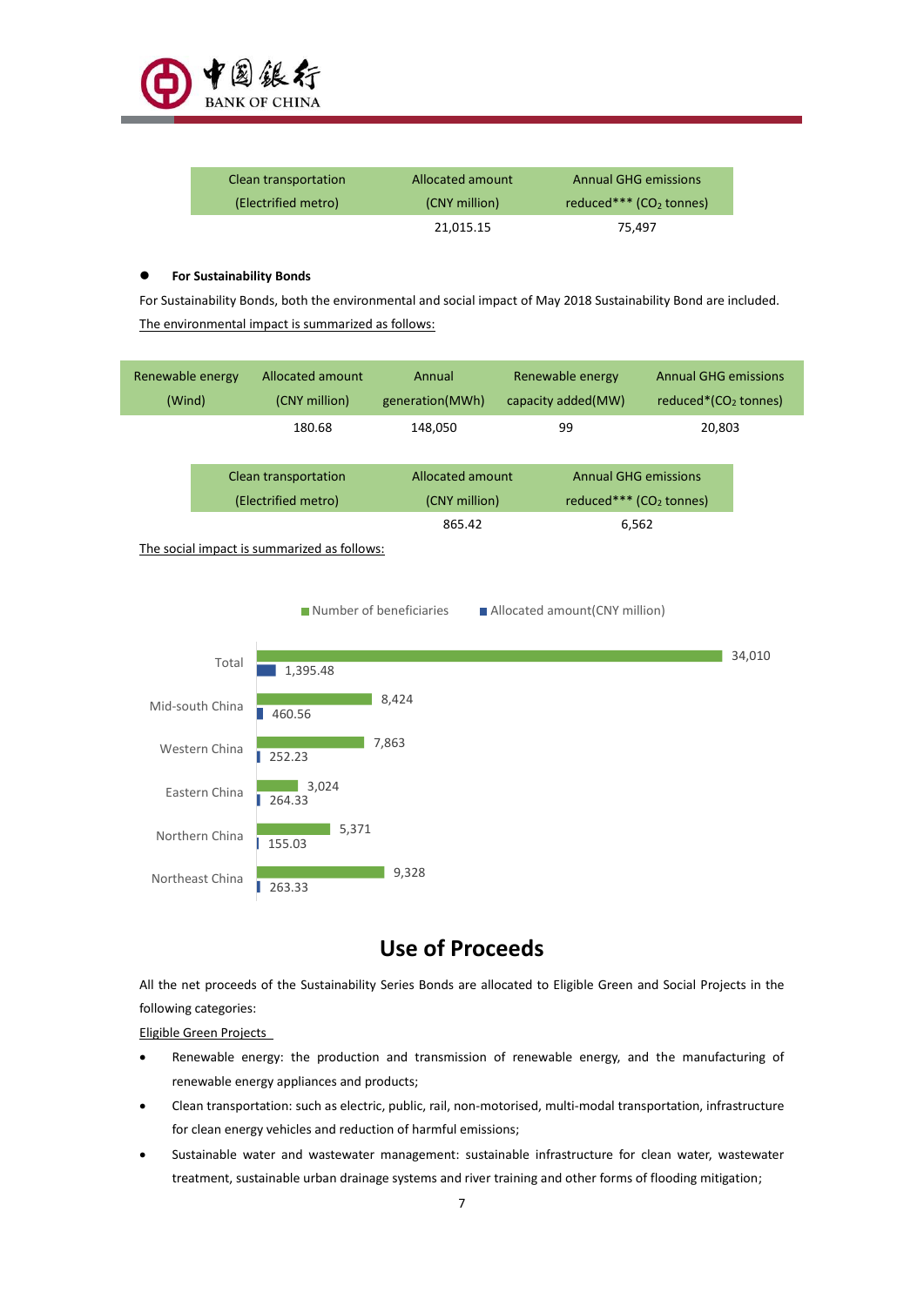| Clean transportation (Electrified metro) | Allocated amount (CNY million) | Annual GHG emissions reduced*** ($CO_2$ tonnes) |
|---|---|---|
| | 21,015.15 | 75,497 |

- **For Sustainability Bonds**

For Sustainability Bonds, both the environmental and social impact of May 2018 Sustainability Bond are included. The environmental impact is summarized as follows:

| Renewable energy (Wind) | Allocated amount (CNY million) | Annual generation(MWh) | Renewable energy capacity added(MW) | Annual GHG emissions reduced*($CO_2$ tonnes) |
|---|---|---|---|---|
| | 180.68 | 148,050 | 99 | 20,803 |

| Clean transportation (Electrified metro) | Allocated amount (CNY million) | Annual GHG emissions reduced*** ($CO_2$ tonnes) |
|---|---|---|
| | 865.42 | 6,562 |

The social impact is summarized as follows:

| Region | Number of beneficiaries | Allocated amount(CNY million) |
|---|---|---|
| Total | 34,010 | 1,395.48 |
| Mid-south China | 8,424 | 460.56 |
| Western China | 7,863 | 252.23 |
| Eastern China | 3,024 | 264.33 |
| Northern China | 5,371 | 155.03 |
| Northeast China | 9,328 | 263.33 |

## Use of Proceeds

All the net proceeds of the Sustainability Series Bonds are allocated to Eligible Green and Social Projects in the following categories:

Eligible Green Projects

- Renewable energy: the production and transmission of renewable energy, and the manufacturing of renewable energy appliances and products;
- Clean transportation: such as electric, public, rail, non-motorised, multi-modal transportation, infrastructure for clean energy vehicles and reduction of harmful emissions;
- Sustainable water and wastewater management: sustainable infrastructure for clean water, wastewater treatment, sustainable urban drainage systems and river training and other forms of flooding mitigation;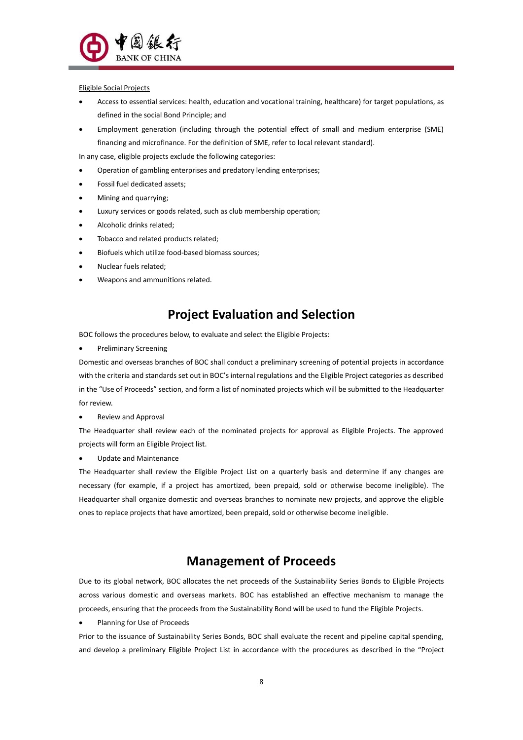Eligible Social Projects

- Access to essential services: health, education and vocational training, healthcare) for target populations, as defined in the social Bond Principle; and
- Employment generation (including through the potential effect of small and medium enterprise (SME) financing and microfinance. For the definition of SME, refer to local relevant standard).

In any case, eligible projects exclude the following categories:

- Operation of gambling enterprises and predatory lending enterprises;
- Fossil fuel dedicated assets;
- Mining and quarrying;
- Luxury services or goods related, such as club membership operation;
- Alcoholic drinks related;
- Tobacco and related products related;
- Biofuels which utilize food-based biomass sources;
- Nuclear fuels related;
- Weapons and ammunitions related.

## Project Evaluation and Selection

BOC follows the procedures below, to evaluate and select the Eligible Projects:

- Preliminary Screening

Domestic and overseas branches of BOC shall conduct a preliminary screening of potential projects in accordance with the criteria and standards set out in BOC's internal regulations and the Eligible Project categories as described in the "Use of Proceeds" section, and form a list of nominated projects which will be submitted to the Headquarter for review.

- Review and Approval

The Headquarter shall review each of the nominated projects for approval as Eligible Projects. The approved projects will form an Eligible Project list.

- Update and Maintenance

The Headquarter shall review the Eligible Project List on a quarterly basis and determine if any changes are necessary (for example, if a project has amortized, been prepaid, sold or otherwise become ineligible). The Headquarter shall organize domestic and overseas branches to nominate new projects, and approve the eligible ones to replace projects that have amortized, been prepaid, sold or otherwise become ineligible.

## Management of Proceeds

Due to its global network, BOC allocates the net proceeds of the Sustainability Series Bonds to Eligible Projects across various domestic and overseas markets. BOC has established an effective mechanism to manage the proceeds, ensuring that the proceeds from the Sustainability Bond will be used to fund the Eligible Projects.

- Planning for Use of Proceeds

Prior to the issuance of Sustainability Series Bonds, BOC shall evaluate the recent and pipeline capital spending, and develop a preliminary Eligible Project List in accordance with the procedures as described in the "Project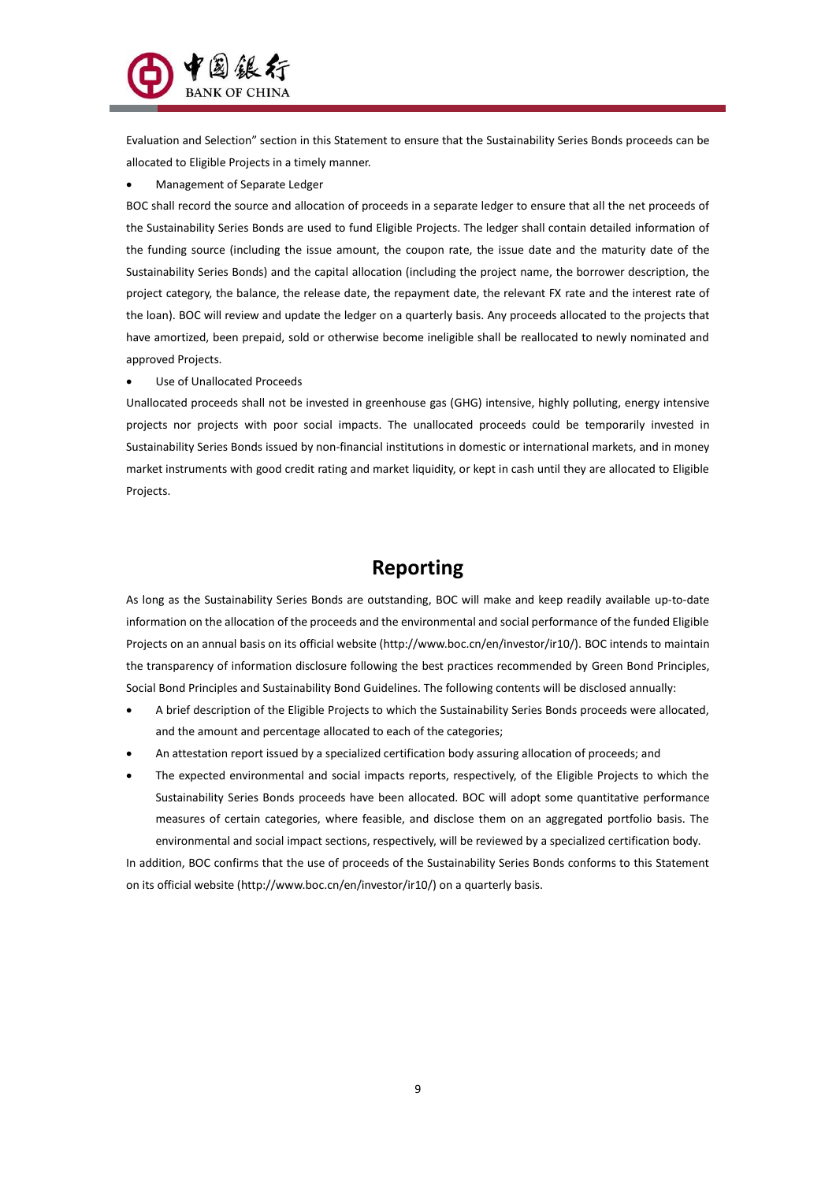Evaluation and Selection" section in this Statement to ensure that the Sustainability Series Bonds proceeds can be allocated to Eligible Projects in a timely manner.

- Management of Separate Ledger

BOC shall record the source and allocation of proceeds in a separate ledger to ensure that all the net proceeds of the Sustainability Series Bonds are used to fund Eligible Projects. The ledger shall contain detailed information of the funding source (including the issue amount, the coupon rate, the issue date and the maturity date of the Sustainability Series Bonds) and the capital allocation (including the project name, the borrower description, the project category, the balance, the release date, the repayment date, the relevant FX rate and the interest rate of the loan). BOC will review and update the ledger on a quarterly basis. Any proceeds allocated to the projects that have amortized, been prepaid, sold or otherwise become ineligible shall be reallocated to newly nominated and approved Projects.

- Use of Unallocated Proceeds

Unallocated proceeds shall not be invested in greenhouse gas (GHG) intensive, highly polluting, energy intensive projects nor projects with poor social impacts. The unallocated proceeds could be temporarily invested in Sustainability Series Bonds issued by non-financial institutions in domestic or international markets, and in money market instruments with good credit rating and market liquidity, or kept in cash until they are allocated to Eligible Projects.

## Reporting

As long as the Sustainability Series Bonds are outstanding, BOC will make and keep readily available up-to-date information on the allocation of the proceeds and the environmental and social performance of the funded Eligible Projects on an annual basis on its official website (http://www.boc.cn/en/investor/ir10/). BOC intends to maintain the transparency of information disclosure following the best practices recommended by Green Bond Principles, Social Bond Principles and Sustainability Bond Guidelines. The following contents will be disclosed annually:

- A brief description of the Eligible Projects to which the Sustainability Series Bonds proceeds were allocated, and the amount and percentage allocated to each of the categories;
- An attestation report issued by a specialized certification body assuring allocation of proceeds; and
- The expected environmental and social impacts reports, respectively, of the Eligible Projects to which the Sustainability Series Bonds proceeds have been allocated. BOC will adopt some quantitative performance measures of certain categories, where feasible, and disclose them on an aggregated portfolio basis. The environmental and social impact sections, respectively, will be reviewed by a specialized certification body.

In addition, BOC confirms that the use of proceeds of the Sustainability Series Bonds conforms to this Statement on its official website (http://www.boc.cn/en/investor/ir10/) on a quarterly basis.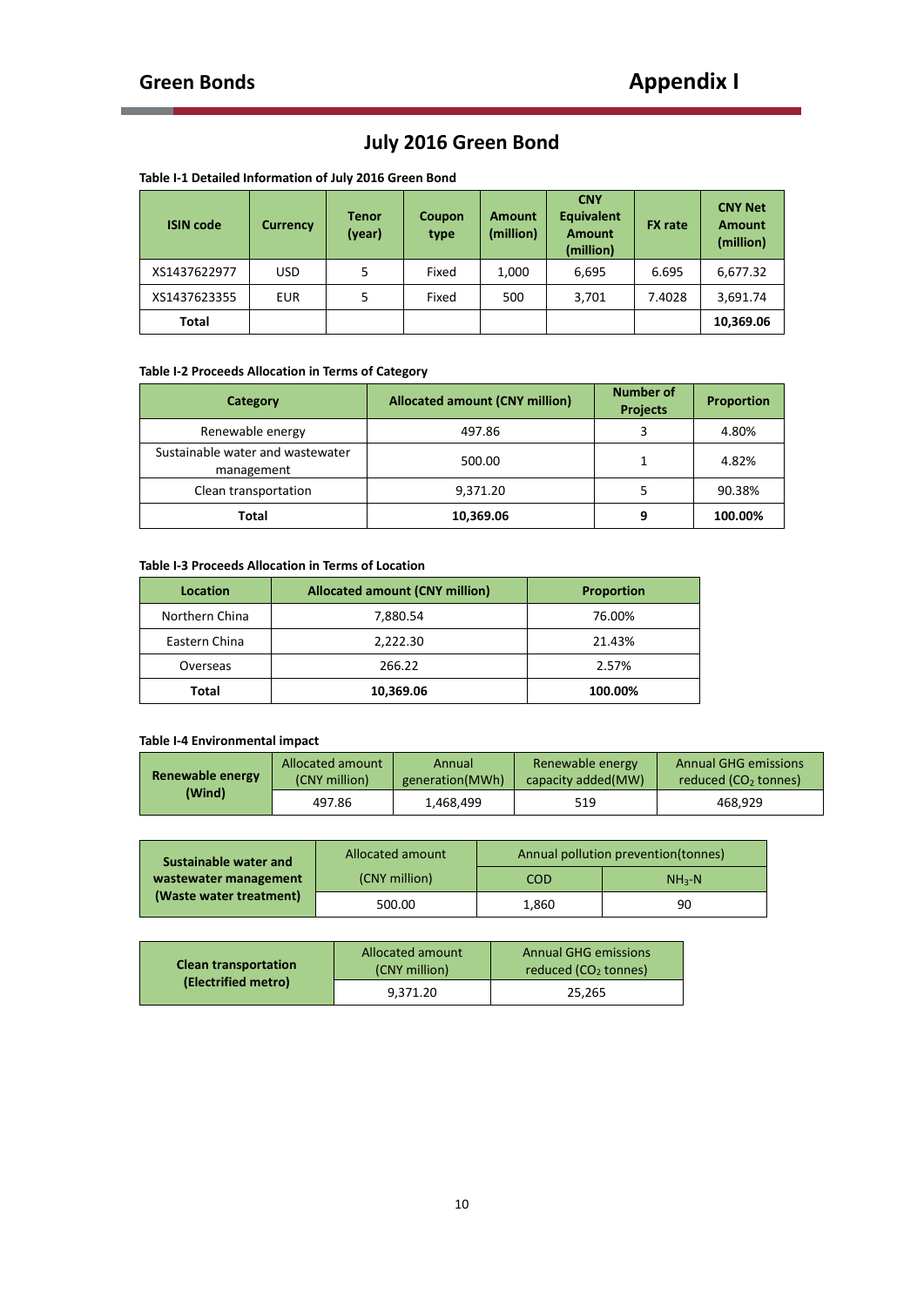# July 2016 Green Bond

**Table I-1 Detailed Information of July 2016 Green Bond**

| ISIN code | Currency | Tenor (year) | Coupon type | Amount (million) | CNY Equivalent Amount (million) | FX rate | CNY Net Amount (million) |
|---|---|---|---|---|---|---|---|
| XS1437622977 | USD | 5 | Fixed | 1,000 | 6,695 | 6.695 | 6,677.32 |
| XS1437623355 | EUR | 5 | Fixed | 500 | 3,701 | 7.4028 | 3,691.74 |
| **Total** | | | | | | | **10,369.06** |

**Table I-2 Proceeds Allocation in Terms of Category**

| Category | Allocated amount (CNY million) | Number of Projects | Proportion |
|---|---|---|---|
| Renewable energy | 497.86 | 3 | 4.80% |
| Sustainable water and wastewater management | 500.00 | 1 | 4.82% |
| Clean transportation | 9,371.20 | 5 | 90.38% |
| **Total** | **10,369.06** | **9** | **100.00%** |

**Table I-3 Proceeds Allocation in Terms of Location**

| Location | Allocated amount (CNY million) | Proportion |
|---|---|---|
| Northern China | 7,880.54 | 76.00% |
| Eastern China | 2,222.30 | 21.43% |
| Overseas | 266.22 | 2.57% |
| **Total** | **10,369.06** | **100.00%** |

**Table I-4 Environmental impact**

| **Renewable energy (Wind)** | Allocated amount (CNY million) | Annual generation(MWh) | Renewable energy capacity added(MW) | Annual GHG emissions reduced ($CO_2$ tonnes) |
|---|---|---|---|---|
| | 497.86 | 1,468,499 | 519 | 468,929 |

| **Sustainable water and wastewater management (Waste water treatment)** | Allocated amount (CNY million) | Annual pollution prevention(tonnes) | |
|---|---|---|---|
| | | COD | $NH_3$-N |
| | 500.00 | 1,860 | 90 |

| **Clean transportation (Electrified metro)** | Allocated amount (CNY million) | Annual GHG emissions reduced ($CO_2$ tonnes) |
|---|---|---|
| | 9,371.20 | 25,265 |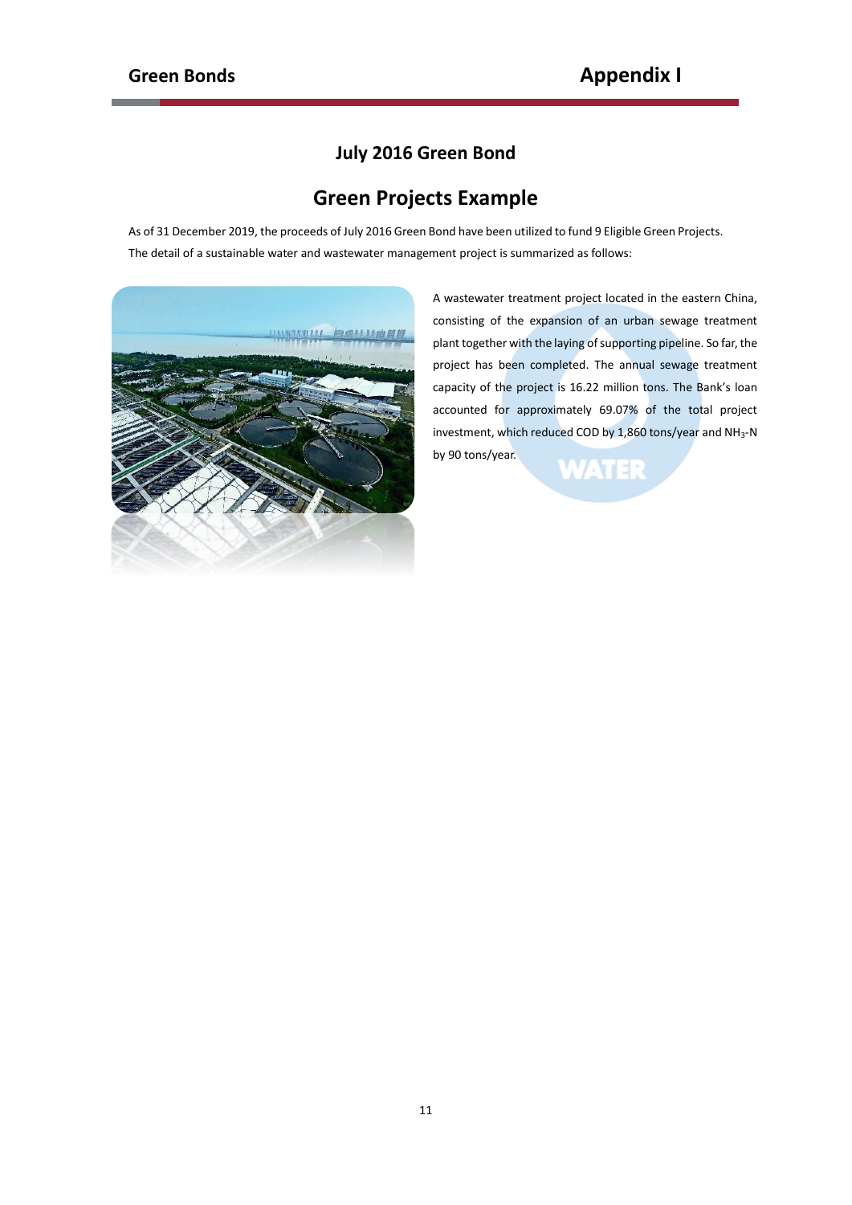## July 2016 Green Bond

## Green Projects Example

As of 31 December 2019, the proceeds of July 2016 Green Bond have been utilized to fund 9 Eligible Green Projects. The detail of a sustainable water and wastewater management project is summarized as follows:

A wastewater treatment project located in the eastern China, consisting of the expansion of an urban sewage treatment plant together with the laying of supporting pipeline. So far, the project has been completed. The annual sewage treatment capacity of the project is 16.22 million tons. The Bank's loan accounted for approximately 69.07% of the total project investment, which reduced COD by 1,860 tons/year and $NH_3$-N by 90 tons/year.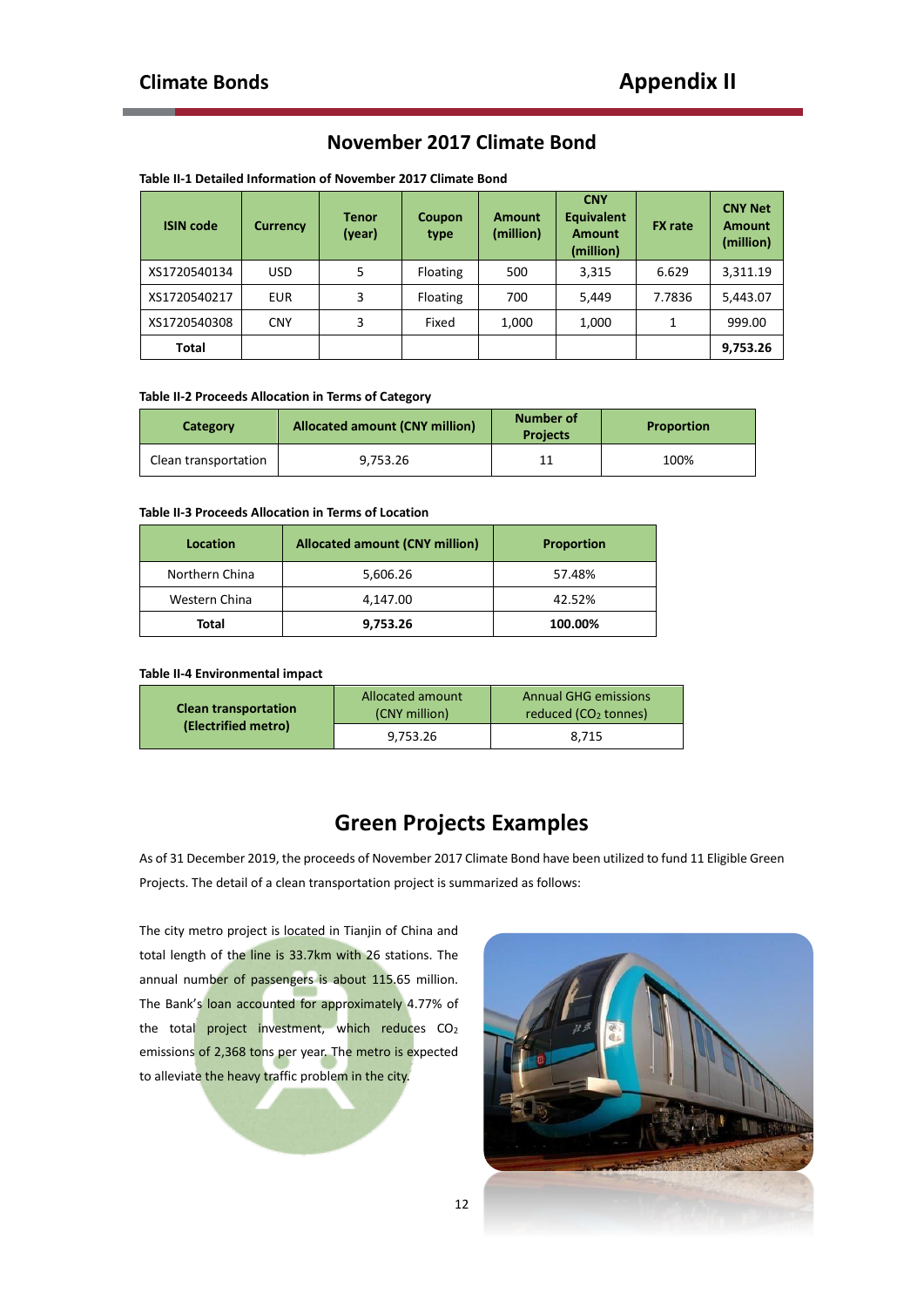## November 2017 Climate Bond

**Table II-1 Detailed Information of November 2017 Climate Bond**

| ISIN code | Currency | Tenor (year) | Coupon type | Amount (million) | CNY Equivalent Amount (million) | FX rate | CNY Net Amount (million) |
|---|---|---|---|---|---|---|---|
| XS1720540134 | USD | 5 | Floating | 500 | 3,315 | 6.629 | 3,311.19 |
| XS1720540217 | EUR | 3 | Floating | 700 | 5,449 | 7.7836 | 5,443.07 |
| XS1720540308 | CNY | 3 | Fixed | 1,000 | 1,000 | 1 | 999.00 |
| **Total** | | | | | | | **9,753.26** |

**Table II-2 Proceeds Allocation in Terms of Category**

| Category | Allocated amount (CNY million) | Number of Projects | Proportion |
|---|---|---|---|
| Clean transportation | 9,753.26 | 11 | 100% |

**Table II-3 Proceeds Allocation in Terms of Location**

| Location | Allocated amount (CNY million) | Proportion |
|---|---|---|
| Northern China | 5,606.26 | 57.48% |
| Western China | 4,147.00 | 42.52% |
| **Total** | **9,753.26** | **100.00%** |

**Table II-4 Environmental impact**

| Clean transportation (Electrified metro) | Allocated amount (CNY million) | Annual GHG emissions reduced ($CO_2$ tonnes) |
|---|---|---|
| | 9,753.26 | 8,715 |

## Green Projects Examples

As of 31 December 2019, the proceeds of November 2017 Climate Bond have been utilized to fund 11 Eligible Green Projects. The detail of a clean transportation project is summarized as follows:

The city metro project is located in Tianjin of China and total length of the line is 33.7km with 26 stations. The annual number of passengers is about 115.65 million. The Bank's loan accounted for approximately 4.77% of the total project investment, which reduces $CO_2$ emissions of 2,368 tons per year. The metro is expected to alleviate the heavy traffic problem in the city.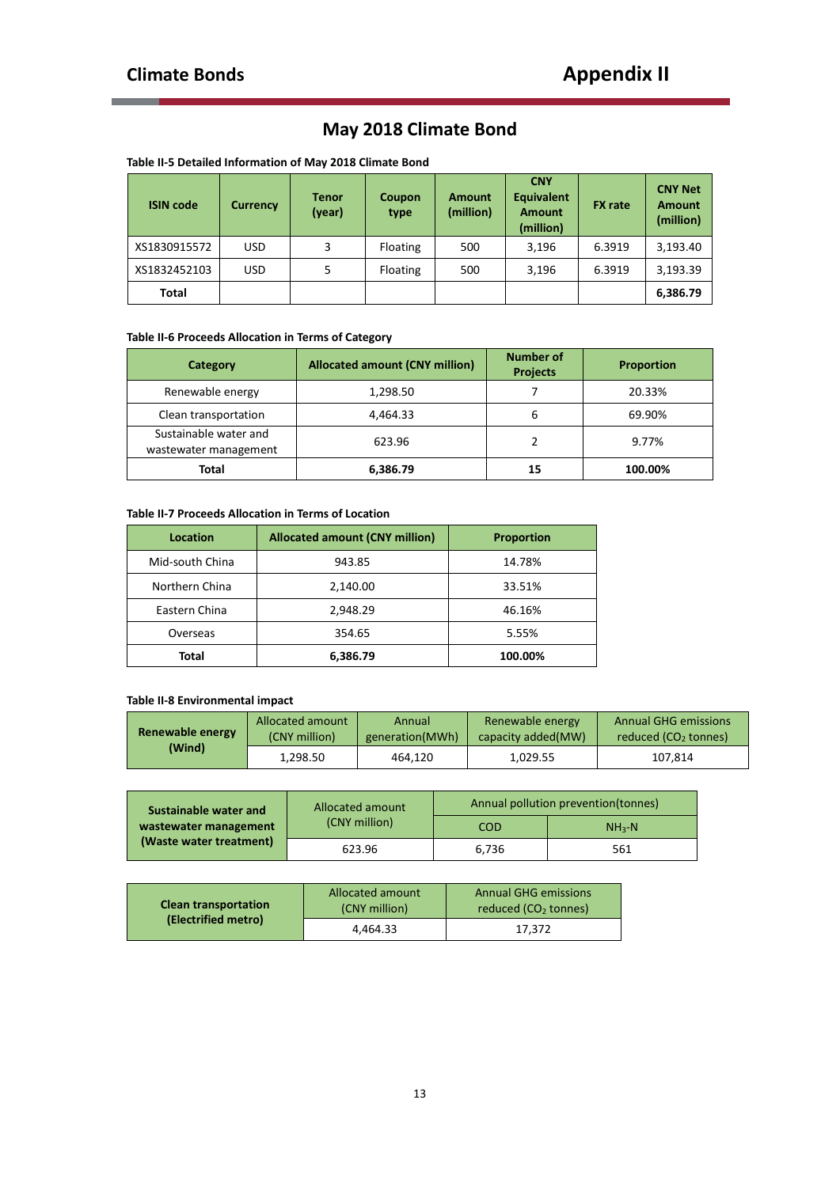# May 2018 Climate Bond

**Table II-5 Detailed Information of May 2018 Climate Bond**

| ISIN code | Currency | Tenor (year) | Coupon type | Amount (million) | CNY Equivalent Amount (million) | FX rate | CNY Net Amount (million) |
|---|---|---|---|---|---|---|---|
| XS1830915572 | USD | 3 | Floating | 500 | 3,196 | 6.3919 | 3,193.40 |
| XS1832452103 | USD | 5 | Floating | 500 | 3,196 | 6.3919 | 3,193.39 |
| **Total** | | | | | | | **6,386.79** |

**Table II-6 Proceeds Allocation in Terms of Category**

| Category | Allocated amount (CNY million) | Number of Projects | Proportion |
|---|---|---|---|
| Renewable energy | 1,298.50 | 7 | 20.33% |
| Clean transportation | 4,464.33 | 6 | 69.90% |
| Sustainable water and wastewater management | 623.96 | 2 | 9.77% |
| **Total** | **6,386.79** | **15** | **100.00%** |

**Table II-7 Proceeds Allocation in Terms of Location**

| Location | Allocated amount (CNY million) | Proportion |
|---|---|---|
| Mid-south China | 943.85 | 14.78% |
| Northern China | 2,140.00 | 33.51% |
| Eastern China | 2,948.29 | 46.16% |
| Overseas | 354.65 | 5.55% |
| **Total** | **6,386.79** | **100.00%** |

**Table II-8 Environmental impact**

| **Renewable energy (Wind)** | Allocated amount (CNY million) | Annual generation(MWh) | Renewable energy capacity added(MW) | Annual GHG emissions reduced ($CO_2$ tonnes) |
|---|---|---|---|---|
| | 1,298.50 | 464,120 | 1,029.55 | 107,814 |

| **Sustainable water and wastewater management (Waste water treatment)** | Allocated amount (CNY million) | Annual pollution prevention(tonnes) | |
|---|---|---|---|
| | | COD | $NH_3$-N |
| | 623.96 | 6,736 | 561 |

| **Clean transportation (Electrified metro)** | Allocated amount (CNY million) | Annual GHG emissions reduced ($CO_2$ tonnes) |
|---|---|---|
| | 4,464.33 | 17,372 |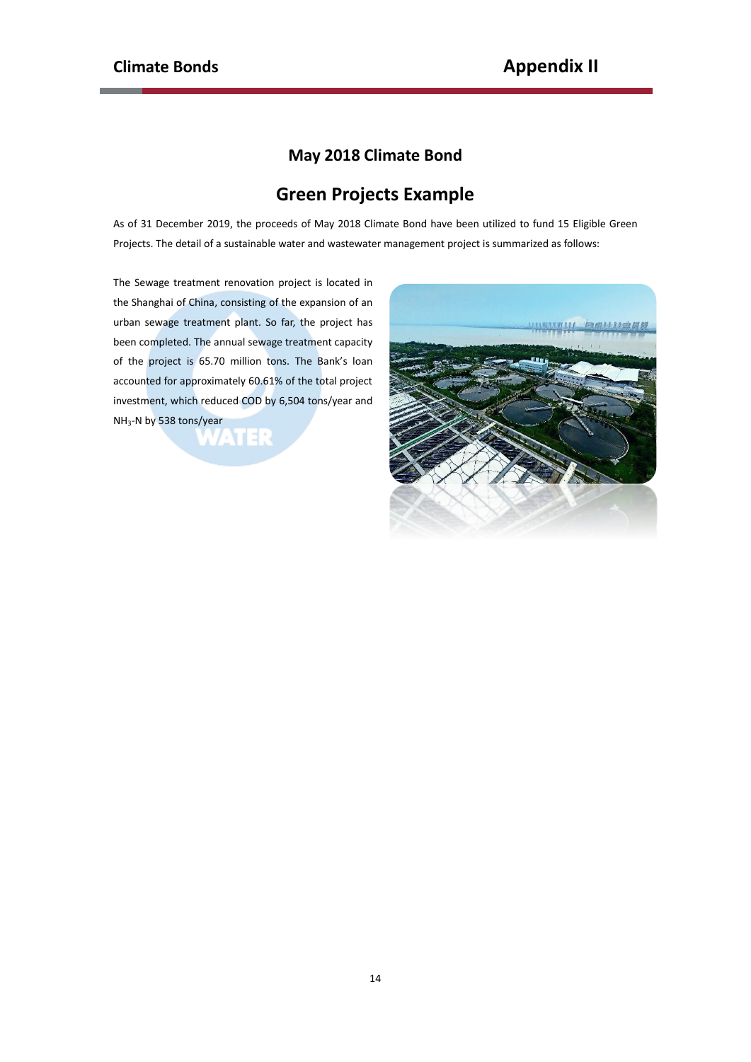## May 2018 Climate Bond

## Green Projects Example

As of 31 December 2019, the proceeds of May 2018 Climate Bond have been utilized to fund 15 Eligible Green Projects. The detail of a sustainable water and wastewater management project is summarized as follows:

The Sewage treatment renovation project is located in the Shanghai of China, consisting of the expansion of an urban sewage treatment plant. So far, the project has been completed. The annual sewage treatment capacity of the project is 65.70 million tons. The Bank's loan accounted for approximately 60.61% of the total project investment, which reduced COD by 6,504 tons/year and $NH_3$-N by 538 tons/year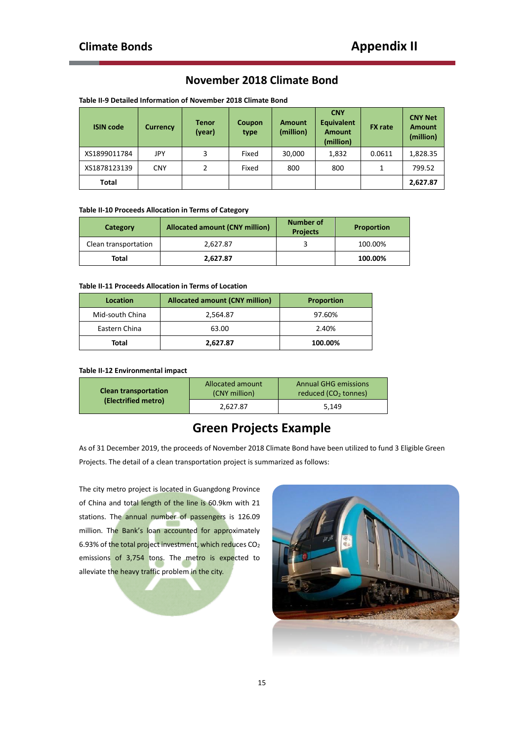## November 2018 Climate Bond

**Table II-9 Detailed Information of November 2018 Climate Bond**

| ISIN code | Currency | Tenor (year) | Coupon type | Amount (million) | CNY Equivalent Amount (million) | FX rate | CNY Net Amount (million) |
|---|---|---|---|---|---|---|---|
| XS1899011784 | JPY | 3 | Fixed | 30,000 | 1,832 | 0.0611 | 1,828.35 |
| XS1878123139 | CNY | 2 | Fixed | 800 | 800 | 1 | 799.52 |
| **Total** | | | | | | | **2,627.87** |

**Table II-10 Proceeds Allocation in Terms of Category**

| Category | Allocated amount (CNY million) | Number of Projects | Proportion |
|---|---|---|---|
| Clean transportation | 2,627.87 | 3 | 100.00% |
| **Total** | **2,627.87** | | **100.00%** |

**Table II-11 Proceeds Allocation in Terms of Location**

| Location | Allocated amount (CNY million) | Proportion |
|---|---|---|
| Mid-south China | 2,564.87 | 97.60% |
| Eastern China | 63.00 | 2.40% |
| **Total** | **2,627.87** | **100.00%** |

**Table II-12 Environmental impact**

| **Clean transportation (Electrified metro)** | Allocated amount (CNY million) | Annual GHG emissions reduced ($CO_2$ tonnes) |
|---|---|---|
| | 2,627.87 | 5,149 |

## Green Projects Example

As of 31 December 2019, the proceeds of November 2018 Climate Bond have been utilized to fund 3 Eligible Green Projects. The detail of a clean transportation project is summarized as follows:

The city metro project is located in Guangdong Province of China and total length of the line is 60.9km with 21 stations. The annual number of passengers is 126.09 million. The Bank's loan accounted for approximately 6.93% of the total project investment, which reduces $CO_2$ emissions of 3,754 tons. The metro is expected to alleviate the heavy traffic problem in the city.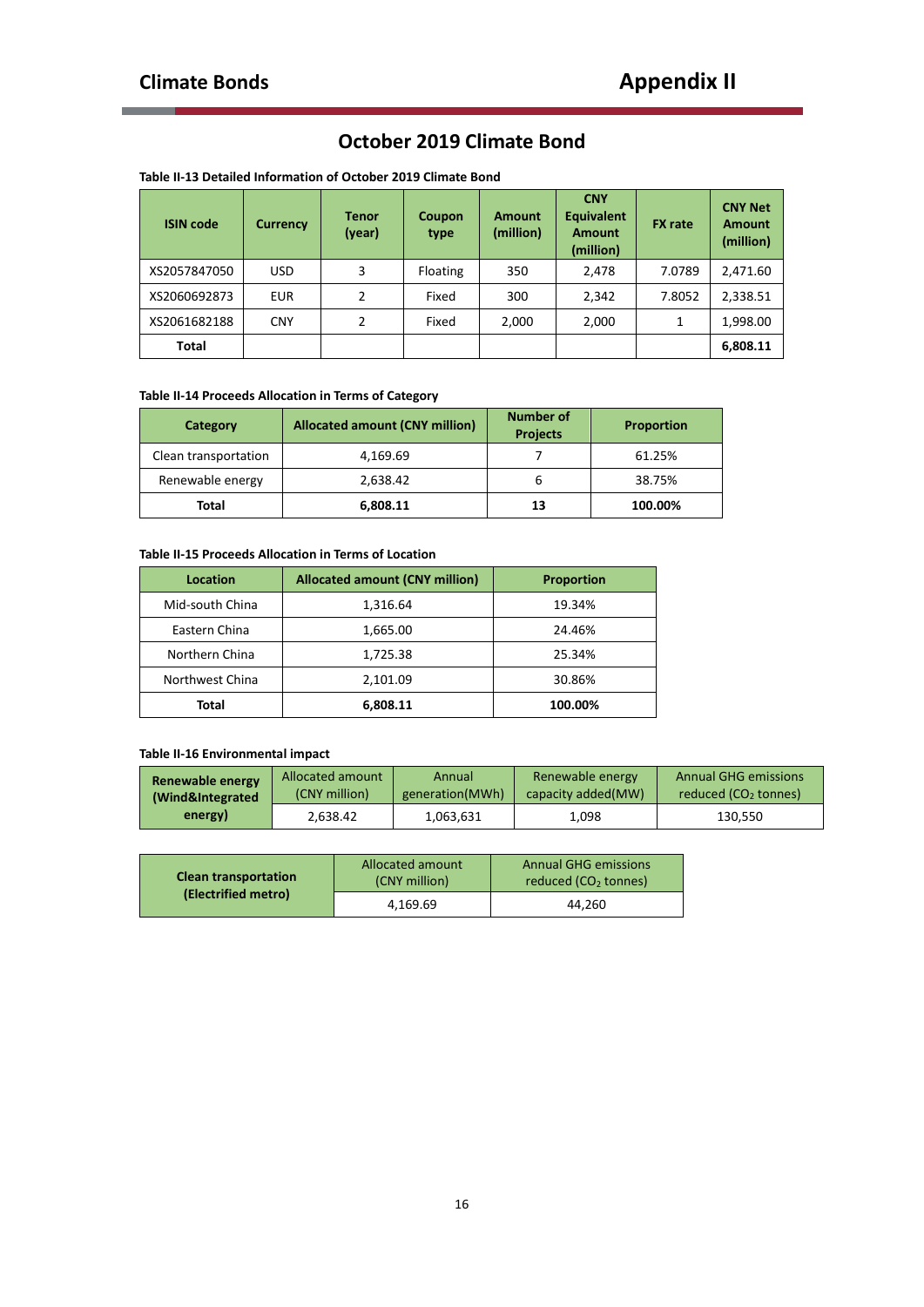# October 2019 Climate Bond

**Table II-13 Detailed Information of October 2019 Climate Bond**

| ISIN code | Currency | Tenor (year) | Coupon type | Amount (million) | CNY Equivalent Amount (million) | FX rate | CNY Net Amount (million) |
|---|---|---|---|---|---|---|---|
| XS2057847050 | USD | 3 | Floating | 350 | 2,478 | 7.0789 | 2,471.60 |
| XS2060692873 | EUR | 2 | Fixed | 300 | 2,342 | 7.8052 | 2,338.51 |
| XS2061682188 | CNY | 2 | Fixed | 2,000 | 2,000 | 1 | 1,998.00 |
| **Total** | | | | | | | **6,808.11** |

**Table II-14 Proceeds Allocation in Terms of Category**

| Category | Allocated amount (CNY million) | Number of Projects | Proportion |
|---|---|---|---|
| Clean transportation | 4,169.69 | 7 | 61.25% |
| Renewable energy | 2,638.42 | 6 | 38.75% |
| **Total** | **6,808.11** | **13** | **100.00%** |

**Table II-15 Proceeds Allocation in Terms of Location**

| Location | Allocated amount (CNY million) | Proportion |
|---|---|---|
| Mid-south China | 1,316.64 | 19.34% |
| Eastern China | 1,665.00 | 24.46% |
| Northern China | 1,725.38 | 25.34% |
| Northwest China | 2,101.09 | 30.86% |
| **Total** | **6,808.11** | **100.00%** |

**Table II-16 Environmental impact**

| **Renewable energy (Wind&Integrated energy)** | Allocated amount (CNY million) | Annual generation(MWh) | Renewable energy capacity added(MW) | Annual GHG emissions reduced ($CO_2$ tonnes) |
|---|---|---|---|---|
| | 2,638.42 | 1,063,631 | 1,098 | 130,550 |

| **Clean transportation (Electrified metro)** | Allocated amount (CNY million) | Annual GHG emissions reduced ($CO_2$ tonnes) |
|---|---|---|
| | 4,169.69 | 44,260 |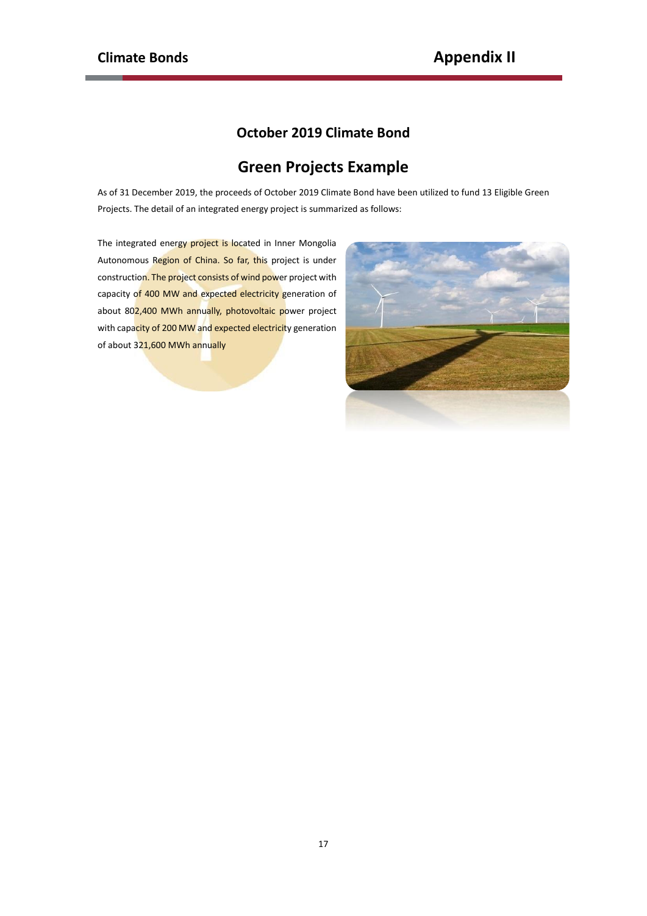# October 2019 Climate Bond

## Green Projects Example

As of 31 December 2019, the proceeds of October 2019 Climate Bond have been utilized to fund 13 Eligible Green Projects. The detail of an integrated energy project is summarized as follows:

The integrated energy project is located in Inner Mongolia Autonomous Region of China. So far, this project is under construction. The project consists of wind power project with capacity of 400 MW and expected electricity generation of about 802,400 MWh annually, photovoltaic power project with capacity of 200 MW and expected electricity generation of about 321,600 MWh annually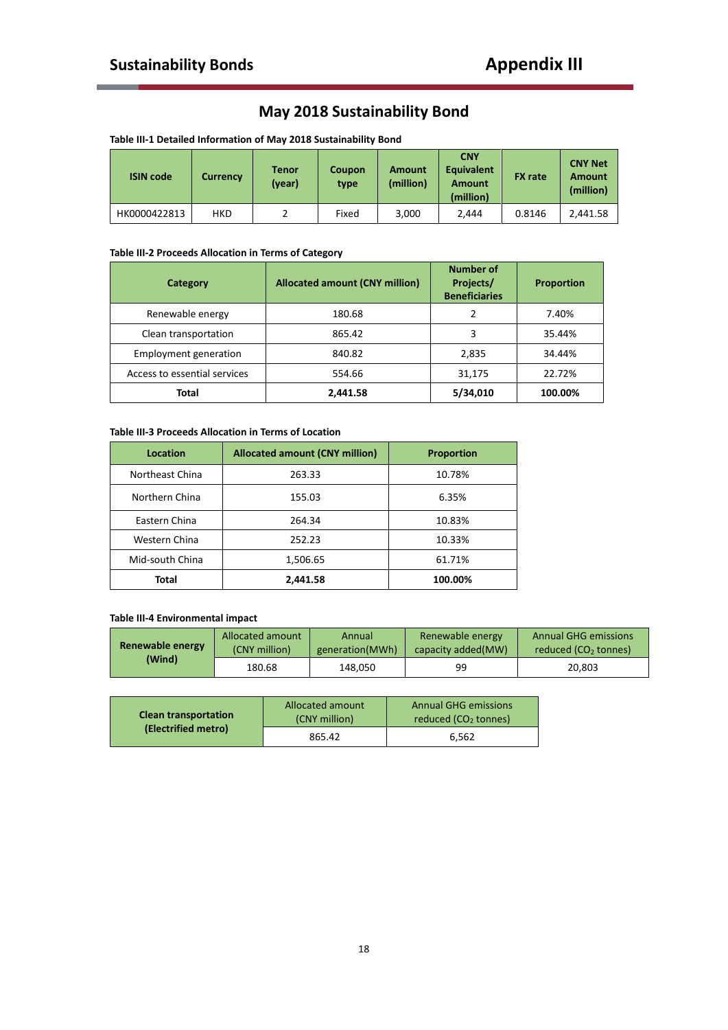# May 2018 Sustainability Bond

**Table III-1 Detailed Information of May 2018 Sustainability Bond**

| ISIN code | Currency | Tenor (year) | Coupon type | Amount (million) | CNY Equivalent Amount (million) | FX rate | CNY Net Amount (million) |
|---|---|---|---|---|---|---|---|
| HK0000422813 | HKD | 2 | Fixed | 3,000 | 2,444 | 0.8146 | 2,441.58 |

**Table III-2 Proceeds Allocation in Terms of Category**

| Category | Allocated amount (CNY million) | Number of Projects/ Beneficiaries | Proportion |
|---|---|---|---|
| Renewable energy | 180.68 | 2 | 7.40% |
| Clean transportation | 865.42 | 3 | 35.44% |
| Employment generation | 840.82 | 2,835 | 34.44% |
| Access to essential services | 554.66 | 31,175 | 22.72% |
| **Total** | **2,441.58** | **5/34,010** | **100.00%** |

**Table III-3 Proceeds Allocation in Terms of Location**

| Location | Allocated amount (CNY million) | Proportion |
|---|---|---|
| Northeast China | 263.33 | 10.78% |
| Northern China | 155.03 | 6.35% |
| Eastern China | 264.34 | 10.83% |
| Western China | 252.23 | 10.33% |
| Mid-south China | 1,506.65 | 61.71% |
| **Total** | **2,441.58** | **100.00%** |

**Table III-4 Environmental impact**

| Renewable energy (Wind) | Allocated amount (CNY million) | Annual generation(MWh) | Renewable energy capacity added(MW) | Annual GHG emissions reduced ($CO_2$ tonnes) |
|---|---|---|---|---|
| | 180.68 | 148,050 | 99 | 20,803 |

| Clean transportation (Electrified metro) | Allocated amount (CNY million) | Annual GHG emissions reduced ($CO_2$ tonnes) |
|---|---|---|
| | 865.42 | 6,562 |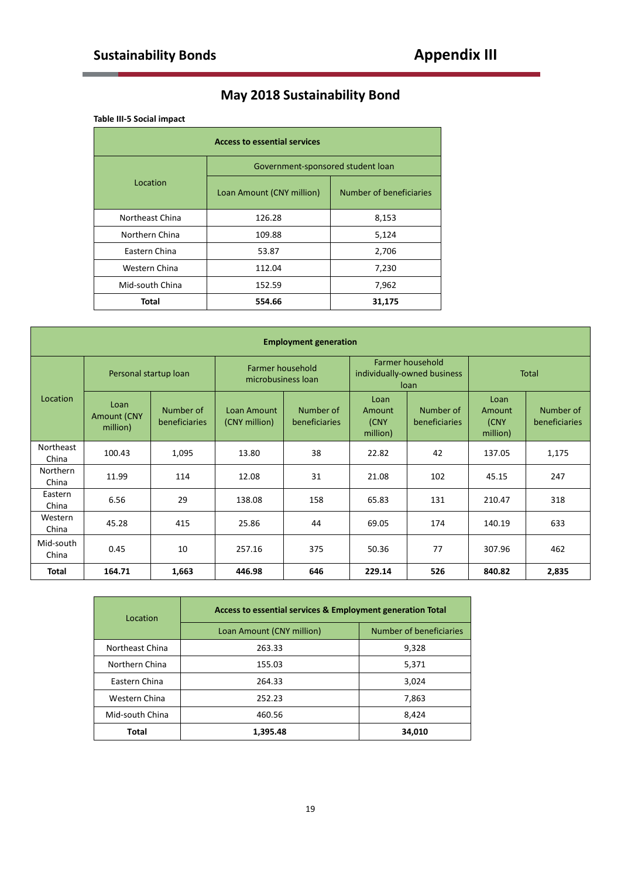## May 2018 Sustainability Bond

**Table III-5 Social impact**

| Access to essential services | | |
|---|---|---|
| Location | Government-sponsored student loan | |
| | Loan Amount (CNY million) | Number of beneficiaries |
| Northeast China | 126.28 | 8,153 |
| Northern China | 109.88 | 5,124 |
| Eastern China | 53.87 | 2,706 |
| Western China | 112.04 | 7,230 |
| Mid-south China | 152.59 | 7,962 |
| **Total** | **554.66** | **31,175** |

| Employment generation | | | | | | | | |
|---|---|---|---|---|---|---|---|---|
| Location | Personal startup loan | | Farmer household microbusiness loan | | Farmer household individually-owned business loan | | Total | |
| | Loan Amount (CNY million) | Number of beneficiaries | Loan Amount (CNY million) | Number of beneficiaries | Loan Amount (CNY million) | Number of beneficiaries | Loan Amount (CNY million) | Number of beneficiaries |
| Northeast China | 100.43 | 1,095 | 13.80 | 38 | 22.82 | 42 | 137.05 | 1,175 |
| Northern China | 11.99 | 114 | 12.08 | 31 | 21.08 | 102 | 45.15 | 247 |
| Eastern China | 6.56 | 29 | 138.08 | 158 | 65.83 | 131 | 210.47 | 318 |
| Western China | 45.28 | 415 | 25.86 | 44 | 69.05 | 174 | 140.19 | 633 |
| Mid-south China | 0.45 | 10 | 257.16 | 375 | 50.36 | 77 | 307.96 | 462 |
| **Total** | **164.71** | **1,663** | **446.98** | **646** | **229.14** | **526** | **840.82** | **2,835** |

| Location | Access to essential services & Employment generation Total | |
|---|---|---|
| | Loan Amount (CNY million) | Number of beneficiaries |
| Northeast China | 263.33 | 9,328 |
| Northern China | 155.03 | 5,371 |
| Eastern China | 264.33 | 3,024 |
| Western China | 252.23 | 7,863 |
| Mid-south China | 460.56 | 8,424 |
| **Total** | **1,395.48** | **34,010** |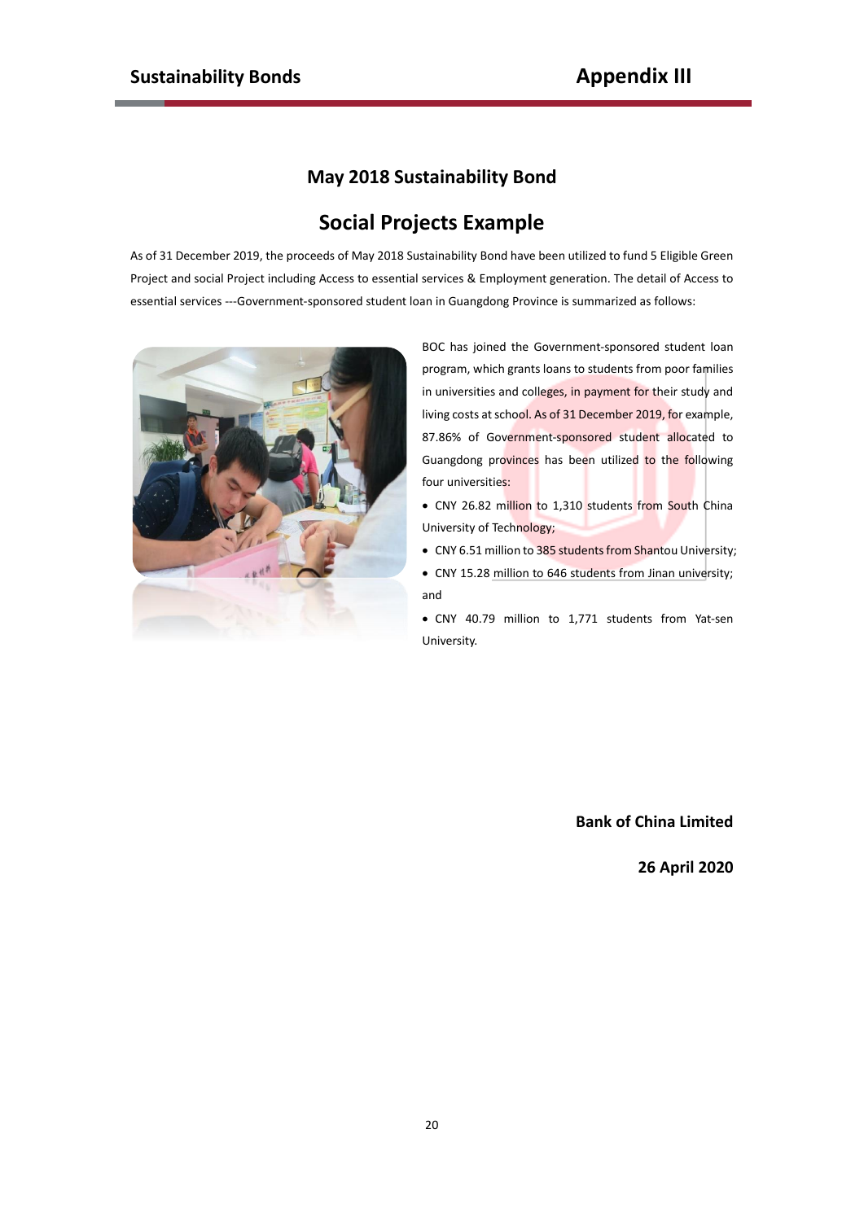## May 2018 Sustainability Bond

## Social Projects Example

As of 31 December 2019, the proceeds of May 2018 Sustainability Bond have been utilized to fund 5 Eligible Green Project and social Project including Access to essential services & Employment generation. The detail of Access to essential services ---Government-sponsored student loan in Guangdong Province is summarized as follows:

BOC has joined the Government-sponsored student loan program, which grants loans to students from poor families in universities and colleges, in payment for their study and living costs at school. As of 31 December 2019, for example, 87.86% of Government-sponsored student allocated to Guangdong provinces has been utilized to the following four universities:

- CNY 26.82 million to 1,310 students from South China University of Technology;
- CNY 6.51 million to 385 students from Shantou University;
- CNY 15.28 million to 646 students from Jinan university; and
- CNY 40.79 million to 1,771 students from Yat-sen University.

**Bank of China Limited**

**26 April 2020**